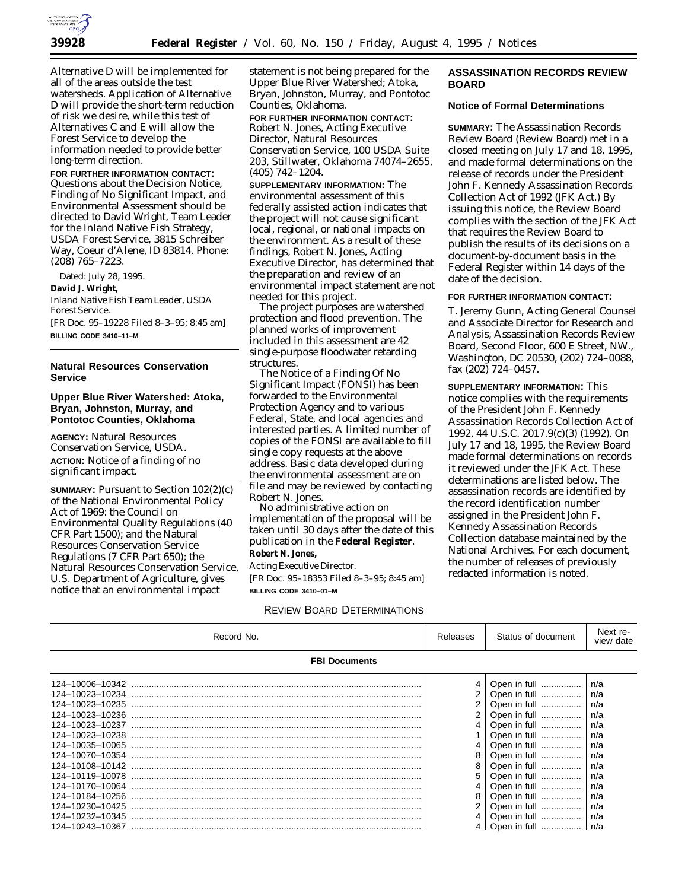Alternative D will be implemented for all of the areas outside the test watersheds. Application of Alternative D will provide the short-term reduction of risk we desire, while this test of Alternatives C and E will allow the Forest Service to develop the information needed to provide better long-term direction.

**FOR FURTHER INFORMATION CONTACT:** Questions about the Decision Notice, Finding of No Significant Impact, and Environmental Assessment should be directed to David Wright, Team Leader for the Inland Native Fish Strategy, USDA Forest Service, 3815 Schreiber Way, Coeur d'Alene, ID 83814. Phone: (208) 765–7223.

Dated: July 28, 1995.

**David J. Wright,**

*Inland Native Fish Team Leader, USDA Forest Service.*

[FR Doc. 95–19228 Filed 8–3–95; 8:45 am]

**BILLING CODE 3410–11–M**

## Natural Resources Conservation Service

### Upper Blue River Watershed: Atoka, Bryan, Johnston, Murray, and Pontotoc Counties, Oklahoma

**AGENCY:** Natural Resources Conservation Service, USDA.

**ACTION:** Notice of a finding of no significant impact.

**SUMMARY:** Pursuant to Section 102(2)(c) of the National Environmental Policy Act of 1969: the Council on Environmental Quality Regulations (40 CFR Part 1500); and the Natural Resources Conservation Service Regulations (7 CFR Part 650); the Natural Resources Conservation Service, U.S. Department of Agriculture, gives notice that an environmental impact statement is not being prepared for the Upper Blue River Watershed; Atoka, Bryan, Johnston, Murray, and Pontotoc Counties, Oklahoma.

**FOR FURTHER INFORMATION CONTACT:** Robert N. Jones, Acting Executive Director, Natural Resources Conservation Service, 100 USDA Suite 203, Stillwater, Oklahoma 74074–2655, (405) 742–1204.

**SUPPLEMENTARY INFORMATION:** The environmental assessment of this federally assisted action indicates that the project will not cause significant local, regional, or national impacts on the environment. As a result of these findings, Robert N. Jones, Acting Executive Director, has determined that the preparation and review of an environmental impact statement are not needed for this project.

The project purposes are watershed protection and flood prevention. The planned works of improvement included in this assessment are 42 single-purpose floodwater retarding structures.

The Notice of a Finding Of No Significant Impact (FONSI) has been forwarded to the Environmental Protection Agency and to various Federal, State, and local agencies and interested parties. A limited number of copies of the FONSI are available to fill single copy requests at the above address. Basic data developed during the environmental assessment are on file and may be reviewed by contacting Robert N. Jones.

No administrative action on implementation of the proposal will be taken until 30 days after the date of this publication in the **Federal Register**.

**Robert N. Jones,**

*Acting Executive Director.*

[FR Doc. 95–18353 Filed 8–3–95; 8:45 am]

**BILLING CODE 3410–01–M**

## ASSASSINATION RECORDS REVIEW BOARD

### Notice of Formal Determinations

**SUMMARY:** The Assassination Records Review Board (Review Board) met in a closed meeting on July 17 and 18, 1995, and made formal determinations on the release of records under the President John F. Kennedy Assassination Records Collection Act of 1992 (JFK Act.) By issuing this notice, the Review Board complies with the section of the JFK Act that requires the Review Board to publish the results of its decisions on a document-by-document basis in the Federal Register within 14 days of the date of the decision.

**FOR FURTHER INFORMATION CONTACT:** T. Jeremy Gunn, Acting General Counsel and Associate Director for Research and Analysis, Assassination Records Review Board, Second Floor, 600 E Street, NW., Washington, DC 20530, (202) 724–0088, fax (202) 724–0457.

**SUPPLEMENTARY INFORMATION:** This notice complies with the requirements of the President John F. Kennedy Assassination Records Collection Act of 1992, 44 U.S.C. 2017.9(c)(3) (1992). On July 17 and 18, 1995, the Review Board made formal determinations on records it reviewed under the JFK Act. These determinations are listed below. The assassination records are identified by the record identification number assigned in the President John F. Kennedy Assassination Records Collection database maintained by the National Archives. For each document, the number of releases of previously redacted information is noted.

REVIEW BOARD DETERMINATIONS

| Record No. | Releases | Status of document | Next review date |
|---|---|---|---|
| **FBI Documents** | | | |
| 124–10006–10342 | 4 | Open in full | n/a |
| 124–10023–10234 | 2 | Open in full | n/a |
| 124–10023–10235 | 2 | Open in full | n/a |
| 124–10023–10236 | 2 | Open in full | n/a |
| 124–10023–10237 | 4 | Open in full | n/a |
| 124–10023–10238 | 1 | Open in full | n/a |
| 124–10035–10065 | 4 | Open in full | n/a |
| 124–10070–10354 | 8 | Open in full | n/a |
| 124–10108–10142 | 8 | Open in full | n/a |
| 124–10119–10078 | 5 | Open in full | n/a |
| 124–10170–10064 | 4 | Open in full | n/a |
| 124–10184–10256 | 8 | Open in full | n/a |
| 124–10230–10425 | 2 | Open in full | n/a |
| 124–10232–10345 | 4 | Open in full | n/a |
| 124–10243–10367 | 4 | Open in full | n/a |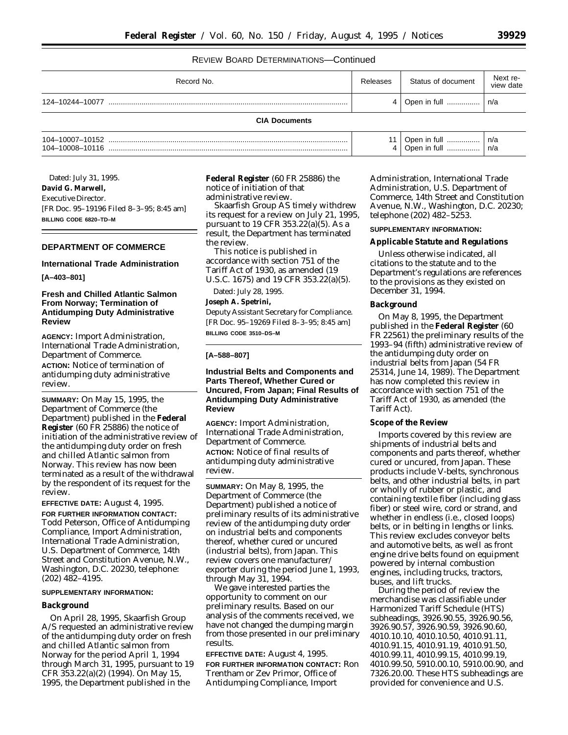REVIEW BOARD DETERMINATIONS—Continued

| Record No. | Releases | Status of document | Next review date |
|---|---|---|---|
| 124–10244–10077 | 4 | Open in full | n/a |
| **CIA Documents** | | | |
| 104–10007–10152 | 11 | Open in full | n/a |
| 104–10008–10116 | 4 | Open in full | n/a |

Dated: July 31, 1995.

**David G. Marwell,**

*Executive Director.*

[FR Doc. 95–19196 Filed 8–3–95; 8:45 am]

**BILLING CODE 6820–TD–M**

## DEPARTMENT OF COMMERCE

### International Trade Administration

**[A–403–801]**

### Fresh and Chilled Atlantic Salmon From Norway; Termination of Antidumping Duty Administrative Review

**AGENCY:** Import Administration, International Trade Administration, Department of Commerce.

**ACTION:** Notice of termination of antidumping duty administrative review.

**SUMMARY:** On May 15, 1995, the Department of Commerce (the Department) published in the **Federal Register** (60 FR 25886) the notice of initiation of the administrative review of the antidumping duty order on fresh and chilled Atlantic salmon from Norway. This review has now been terminated as a result of the withdrawal by the respondent of its request for the review.

**EFFECTIVE DATE:** August 4, 1995.

**FOR FURTHER INFORMATION CONTACT:** Todd Peterson, Office of Antidumping Compliance, Import Administration, International Trade Administration, U.S. Department of Commerce, 14th Street and Constitution Avenue, N.W., Washington, D.C. 20230, telephone: (202) 482–4195.

**SUPPLEMENTARY INFORMATION:**

**Background**

On April 28, 1995, Skaarfish Group A/S requested an administrative review of the antidumping duty order on fresh and chilled Atlantic salmon from Norway for the period April 1, 1994 through March 31, 1995, pursuant to 19 CFR 353.22(a)(2) (1994). On May 15, 1995, the Department published in the **Federal Register** (60 FR 25886) the notice of initiation of that administrative review.

Skaarfish Group AS timely withdrew its request for a review on July 21, 1995, pursuant to 19 CFR 353.22(a)(5). As a result, the Department has terminated the review.

This notice is published in accordance with section 751 of the Tariff Act of 1930, as amended (19 U.S.C. 1675) and 19 CFR 353.22(a)(5).

Dated: July 28, 1995.

**Joseph A. Spetrini,**

*Deputy Assistant Secretary for Compliance.*

[FR Doc. 95–19269 Filed 8–3–95; 8:45 am]

**BILLING CODE 3510–DS–M**

**[A–588–807]**

### Industrial Belts and Components and Parts Thereof, Whether Cured or Uncured, From Japan; Final Results of Antidumping Duty Administrative Review

**AGENCY:** Import Administration, International Trade Administration, Department of Commerce.

**ACTION:** Notice of final results of antidumping duty administrative review.

**SUMMARY:** On May 8, 1995, the Department of Commerce (the Department) published a notice of preliminary results of its administrative review of the antidumping duty order on industrial belts and components thereof, whether cured or uncured (industrial belts), from Japan. This review covers one manufacturer/exporter during the period June 1, 1993, through May 31, 1994.

We gave interested parties the opportunity to comment on our preliminary results. Based on our analysis of the comments received, we have not changed the dumping margin from those presented in our preliminary results.

**EFFECTIVE DATE:** August 4, 1995.

**FOR FURTHER INFORMATION CONTACT:** Ron Trentham or Zev Primor, Office of Antidumping Compliance, Import Administration, International Trade Administration, U.S. Department of Commerce, 14th Street and Constitution Avenue, N.W., Washington, D.C. 20230; telephone (202) 482–5253.

**SUPPLEMENTARY INFORMATION:**

**Applicable Statute and Regulations**

Unless otherwise indicated, all citations to the statute and to the Department's regulations are references to the provisions as they existed on December 31, 1994.

**Background**

On May 8, 1995, the Department published in the **Federal Register** (60 FR 22561) the preliminary results of the 1993–94 (fifth) administrative review of the antidumping duty order on industrial belts from Japan (54 FR 25314, June 14, 1989). The Department has now completed this review in accordance with section 751 of the Tariff Act of 1930, as amended (the Tariff Act).

**Scope of the Review**

Imports covered by this review are shipments of industrial belts and components and parts thereof, whether cured or uncured, from Japan. These products include V-belts, synchronous belts, and other industrial belts, in part or wholly of rubber or plastic, and containing textile fiber (including glass fiber) or steel wire, cord or strand, and whether in endless (i.e., closed loops) belts, or in belting in lengths or links. This review excludes conveyor belts and automotive belts, as well as front engine drive belts found on equipment powered by internal combustion engines, including trucks, tractors, buses, and lift trucks.

During the period of review the merchandise was classifiable under Harmonized Tariff Schedule (HTS) subheadings, 3926.90.55, 3926.90.56, 3926.90.57, 3926.90.59, 3926.90.60, 4010.10.10, 4010.10.50, 4010.91.11, 4010.91.15, 4010.91.19, 4010.91.50, 4010.99.11, 4010.99.15, 4010.99.19, 4010.99.50, 5910.00.10, 5910.00.90, and 7326.20.00. These HTS subheadings are provided for convenience and U.S.